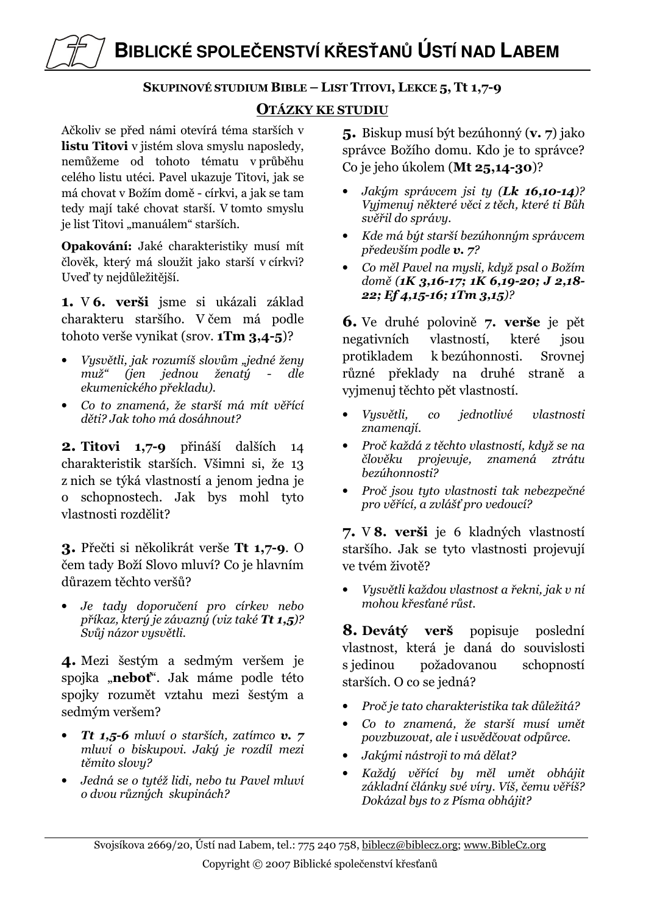# BIBLICKÉ SPOLEČENSTVÍ KŘESŤANŮ ÚSTÍ NAD LABEM

**SKUPINOVÉ STUDIUM BIBLE – LIST TITOVI, LEKCE 5, Tt 1,7-9**

## OTÁZKY KE STUDIU

Ačkoliv se před námi otevírá téma starších v **listu Titovi** v jistém slova smyslu naposledy, nemůžeme od tohoto tématu v průběhu celého listu utéci. Pavel ukazuje Titovi, jak se má chovat v Božím domě - církvi, a jak se tam tedy mají také chovat starší. V tomto smyslu je list Titovi „manuálem" starších.

**Opakování:** Jaké charakteristiky musí mít člověk, který má sloužit jako starší v církvi? Uveď ty nejdůležitější.

**1.** V **6. verši** jsme si ukázali základ charakteru staršího. V čem má podle tohoto verše vynikat (srov. **1Tm 3,4-5**)?

- *Vysvětli, jak rozumíš slovům „jedné ženy muž" (jen jednou ženatý - dle ekumenického překladu).*
- *Co to znamená, že starší má mít věřící děti? Jak toho má dosáhnout?*

**2. Titovi 1,7-9** přináší dalších 14 charakteristik starších. Všimni si, že 13 z nich se týká vlastností a jenom jedna je o schopnostech. Jak bys mohl tyto vlastnosti rozdělit?

**3.** Přečti si několikrát verše **Tt 1,7-9**. O čem tady Boží Slovo mluví? Co je hlavním důrazem těchto veršů?

- *Je tady doporučení pro církev nebo příkaz, který je závazný (viz také **Tt 1,5**)? Svůj názor vysvětli.*

**4.** Mezi šestým a sedmým veršem je spojka „**neboť**". Jak máme podle této spojky rozumět vztahu mezi šestým a sedmým veršem?

- ***Tt 1,5-6** mluví o starších, zatímco **v. 7** mluví o biskupovi. Jaký je rozdíl mezi těmito slovy?*
- *Jedná se o tytéž lidi, nebo tu Pavel mluví o dvou různých skupinách?*

**5.** Biskup musí být bezúhonný (**v. 7**) jako správce Božího domu. Kdo je to správce? Co je jeho úkolem (**Mt 25,14-30**)?

- *Jakým správcem jsi ty (**Lk 16,10-14**)? Vyjmenuj některé věci z těch, které ti Bůh svěřil do správy.*
- *Kde má být starší bezúhonným správcem především podle **v. 7**?*
- *Co měl Pavel na mysli, když psal o Božím domě (**1K 3,16-17; 1K 6,19-20; J 2,18-22; Ef 4,15-16; 1Tm 3,15**)?*

**6.** Ve druhé polovině **7. verše** je pět negativních vlastností, které jsou protikladem k bezúhonnosti. Srovnej různé překlady na druhé straně a vyjmenuj těchto pět vlastností.

- *Vysvětli, co jednotlivé vlastnosti znamenají.*
- *Proč každá z těchto vlastností, když se na člověku projevuje, znamená ztrátu bezúhonnosti?*
- *Proč jsou tyto vlastnosti tak nebezpečné pro věřící, a zvlášť pro vedoucí?*

**7.** V **8. verši** je 6 kladných vlastností staršího. Jak se tyto vlastnosti projevují ve tvém životě?

- *Vysvětli každou vlastnost a řekni, jak v ní mohou křesťané růst.*

**8. Devátý verš** popisuje poslední vlastnost, která je daná do souvislosti s jedinou požadovanou schopností starších. O co se jedná?

- *Proč je tato charakteristika tak důležitá?*
- *Co to znamená, že starší musí umět povzbuzovat, ale i usvědčovat odpůrce.*
- *Jakými nástroji to má dělat?*
- *Každý věřící by měl umět obhájit základní články své víry. Víš, čemu věříš? Dokázal bys to z Písma obhájit?*

Svojsíkova 2669/20, Ústí nad Labem, tel.: 775 240 758, biblecz@biblecz.org; www.BibleCz.org

Copyright © 2007 Biblické společenství křesťanů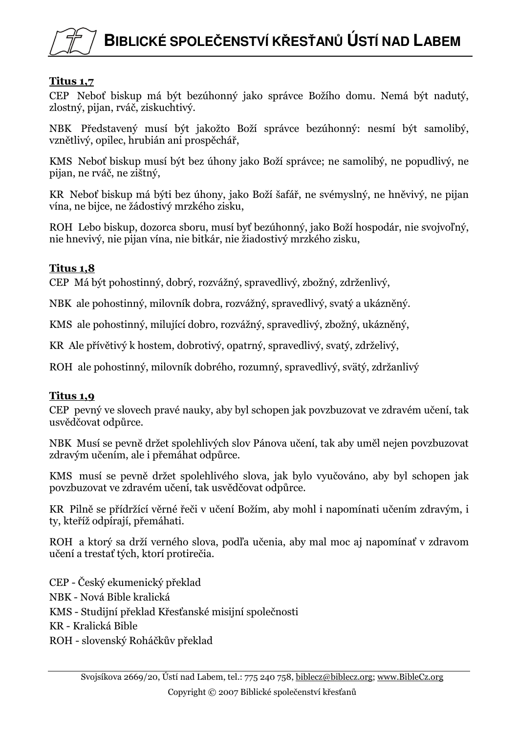**Titus 1,7**

CEP Neboť biskup má být bezúhonný jako správce Božího domu. Nemá být nadutý, zlostný, pijan, rváč, ziskuchtivý.

NBK Představený musí být jakožto Boží správce bezúhonný: nesmí být samolibý, vznětlivý, opilec, hrubián ani prospěchář,

KMS Neboť biskup musí být bez úhony jako Boží správce; ne samolibý, ne popudlivý, ne pijan, ne rváč, ne zištný,

KR Neboť biskup má býti bez úhony, jako Boží šafář, ne svémyslný, ne hněvivý, ne pijan vína, ne bijce, ne žádostivý mrzkého zisku,

ROH Lebo biskup, dozorca sboru, musí byť bezúhonný, jako Boží hospodár, nie svojvoľný, nie hnevivý, nie pijan vína, nie bitkár, nie žiadostivý mrzkého zisku,

**Titus 1,8**

CEP Má být pohostinný, dobrý, rozvážný, spravedlivý, zbožný, zdrženlivý,

NBK ale pohostinný, milovník dobra, rozvážný, spravedlivý, svatý a ukázněný.

KMS ale pohostinný, milující dobro, rozvážný, spravedlivý, zbožný, ukázněný,

KR Ale přívětivý k hostem, dobrotivý, opatrný, spravedlivý, svatý, zdrželivý,

ROH ale pohostinný, milovník dobrého, rozumný, spravedlivý, svätý, zdržanlivý

**Titus 1,9**

CEP pevný ve slovech pravé nauky, aby byl schopen jak povzbuzovat ve zdravém učení, tak usvědčovat odpůrce.

NBK Musí se pevně držet spolehlivých slov Pánova učení, tak aby uměl nejen povzbuzovat zdravým učením, ale i přemáhat odpůrce.

KMS musí se pevně držet spolehlivého slova, jak bylo vyučováno, aby byl schopen jak povzbuzovat ve zdravém učení, tak usvědčovat odpůrce.

KR Pilně se přídržící věrné řeči v učení Božím, aby mohl i napomínati učením zdravým, i ty, kteříž odpírají, přemáhati.

ROH a ktorý sa drží verného slova, podľa učenia, aby mal moc aj napomínať v zdravom učení a trestať tých, ktorí protirečia.

CEP - Český ekumenický překlad
NBK - Nová Bible kralická
KMS - Studijní překlad Křesťanské misijní společnosti
KR - Kralická Bible
ROH - slovenský Roháčkův překlad